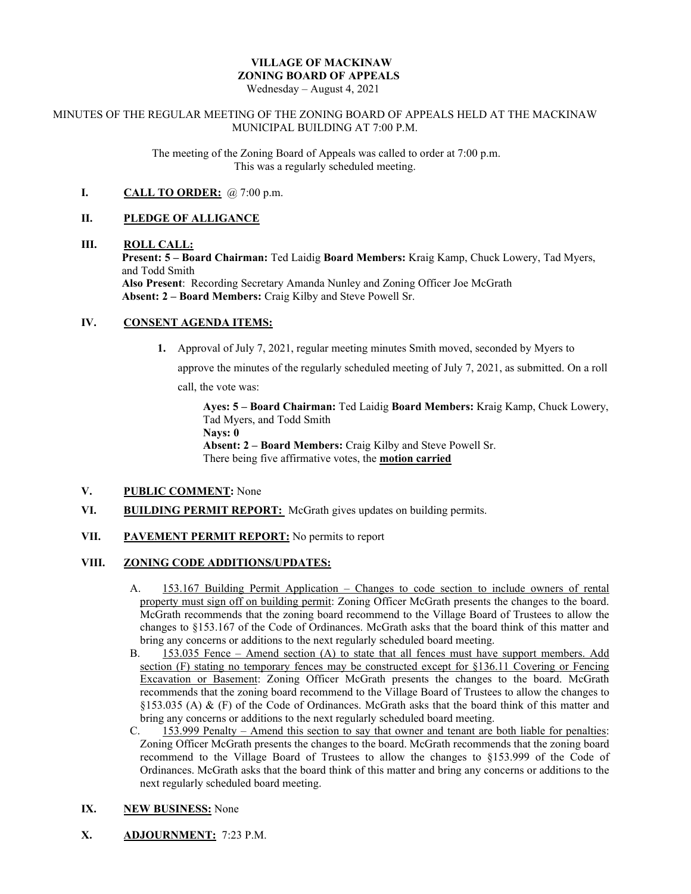# VILLAGE OF MACKINAW
## ZONING BOARD OF APPEALS
Wednesday – August 4, 2021

MINUTES OF THE REGULAR MEETING OF THE ZONING BOARD OF APPEALS HELD AT THE MACKINAW MUNICIPAL BUILDING AT 7:00 P.M.

The meeting of the Zoning Board of Appeals was called to order at 7:00 p.m.
This was a regularly scheduled meeting.

**I. CALL TO ORDER:** @ 7:00 p.m.

**II. PLEDGE OF ALLIGANCE**

**III. ROLL CALL:**

**Present: 5 – Board Chairman:** Ted Laidig **Board Members:** Kraig Kamp, Chuck Lowery, Tad Myers, and Todd Smith
**Also Present**: Recording Secretary Amanda Nunley and Zoning Officer Joe McGrath
**Absent: 2 – Board Members:** Craig Kilby and Steve Powell Sr.

**IV. CONSENT AGENDA ITEMS:**

1. Approval of July 7, 2021, regular meeting minutes Smith moved, seconded by Myers to approve the minutes of the regularly scheduled meeting of July 7, 2021, as submitted. On a roll call, the vote was:

   **Ayes: 5 – Board Chairman:** Ted Laidig **Board Members:** Kraig Kamp, Chuck Lowery, Tad Myers, and Todd Smith
   **Nays: 0**
   **Absent: 2 – Board Members:** Craig Kilby and Steve Powell Sr.
   There being five affirmative votes, the **motion carried**

**V. PUBLIC COMMENT:** None

**VI. BUILDING PERMIT REPORT:** McGrath gives updates on building permits.

**VII. PAVEMENT PERMIT REPORT:** No permits to report

**VIII. ZONING CODE ADDITIONS/UPDATES:**

A. 153.167 Building Permit Application – Changes to code section to include owners of rental property must sign off on building permit: Zoning Officer McGrath presents the changes to the board. McGrath recommends that the zoning board recommend to the Village Board of Trustees to allow the changes to §153.167 of the Code of Ordinances. McGrath asks that the board think of this matter and bring any concerns or additions to the next regularly scheduled board meeting.

B. 153.035 Fence – Amend section (A) to state that all fences must have support members. Add section (F) stating no temporary fences may be constructed except for §136.11 Covering or Fencing Excavation or Basement: Zoning Officer McGrath presents the changes to the board. McGrath recommends that the zoning board recommend to the Village Board of Trustees to allow the changes to §153.035 (A) & (F) of the Code of Ordinances. McGrath asks that the board think of this matter and bring any concerns or additions to the next regularly scheduled board meeting.

C. 153.999 Penalty – Amend this section to say that owner and tenant are both liable for penalties: Zoning Officer McGrath presents the changes to the board. McGrath recommends that the zoning board recommend to the Village Board of Trustees to allow the changes to §153.999 of the Code of Ordinances. McGrath asks that the board think of this matter and bring any concerns or additions to the next regularly scheduled board meeting.

**IX. NEW BUSINESS:** None

**X. ADJOURNMENT:** 7:23 P.M.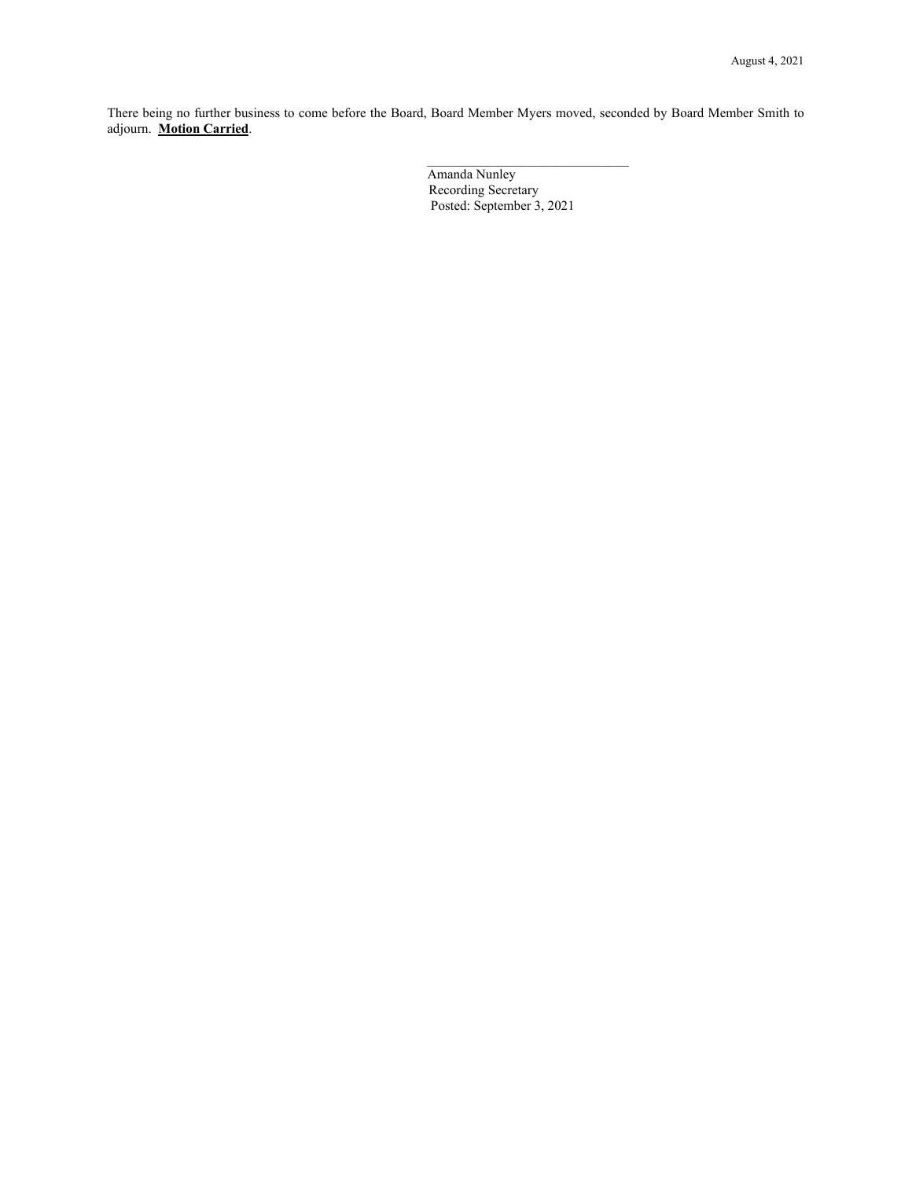There being no further business to come before the Board, Board Member Myers moved, seconded by Board Member Smith to adjourn. **Motion Carried**.

\_\_\_\_\_\_\_\_\_\_\_\_\_\_\_\_\_\_\_\_\_\_\_\_\_\_\_\_\_\_

Amanda Nunley
Recording Secretary
Posted: September 3, 2021